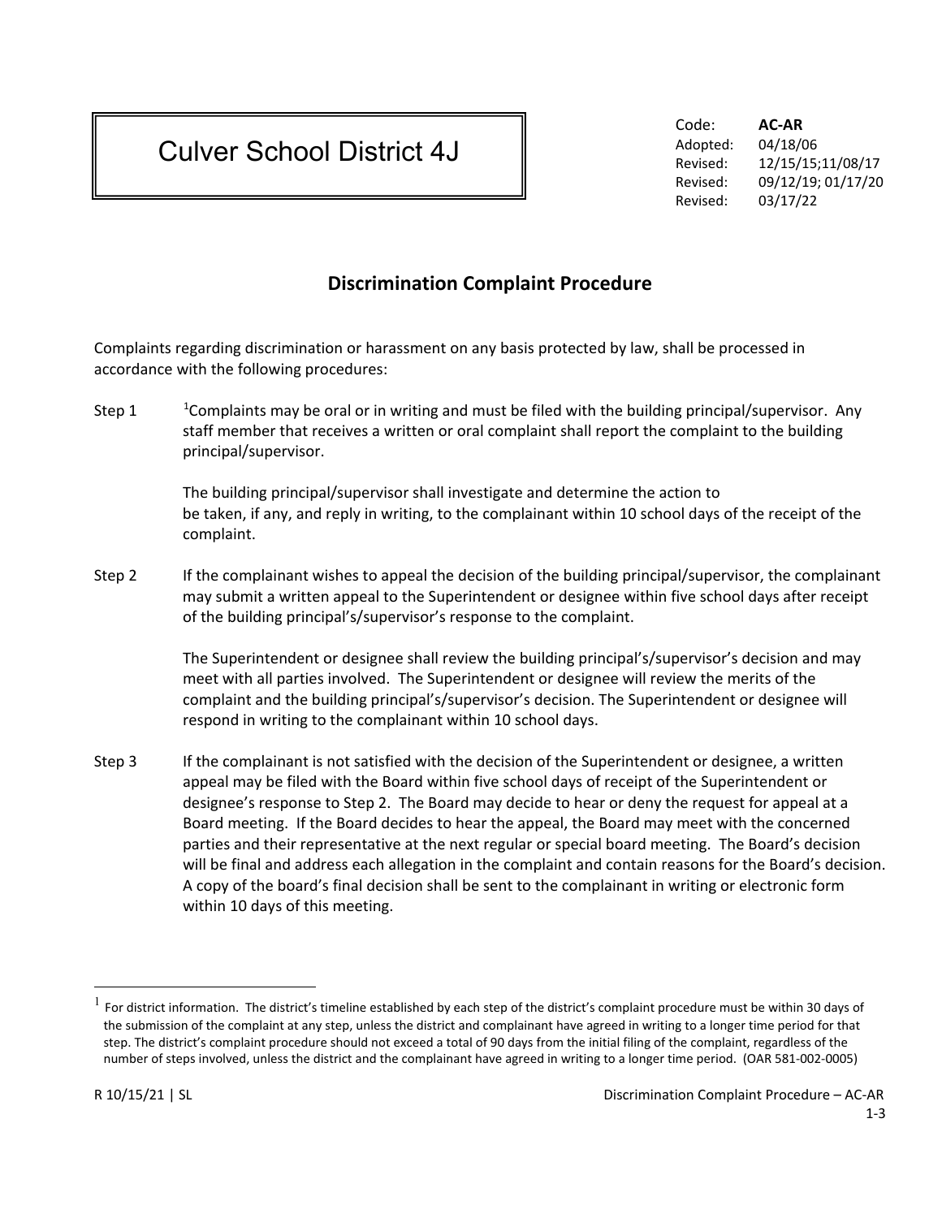# Culver School District 4J

Code: **AC-AR**
Adopted: 04/18/06
Revised: 12/15/15;11/08/17
Revised: 09/12/19; 01/17/20
Revised: 03/17/22

## Discrimination Complaint Procedure

Complaints regarding discrimination or harassment on any basis protected by law, shall be processed in accordance with the following procedures:

Step 1 [1]Complaints may be oral or in writing and must be filed with the building principal/supervisor. Any staff member that receives a written or oral complaint shall report the complaint to the building principal/supervisor.

The building principal/supervisor shall investigate and determine the action to be taken, if any, and reply in writing, to the complainant within 10 school days of the receipt of the complaint.

Step 2 If the complainant wishes to appeal the decision of the building principal/supervisor, the complainant may submit a written appeal to the Superintendent or designee within five school days after receipt of the building principal's/supervisor's response to the complaint.

The Superintendent or designee shall review the building principal's/supervisor's decision and may meet with all parties involved. The Superintendent or designee will review the merits of the complaint and the building principal's/supervisor's decision. The Superintendent or designee will respond in writing to the complainant within 10 school days.

Step 3 If the complainant is not satisfied with the decision of the Superintendent or designee, a written appeal may be filed with the Board within five school days of receipt of the Superintendent or designee's response to Step 2. The Board may decide to hear or deny the request for appeal at a Board meeting. If the Board decides to hear the appeal, the Board may meet with the concerned parties and their representative at the next regular or special board meeting. The Board's decision will be final and address each allegation in the complaint and contain reasons for the Board's decision. A copy of the board's final decision shall be sent to the complainant in writing or electronic form within 10 days of this meeting.

---

[1] For district information. The district's timeline established by each step of the district's complaint procedure must be within 30 days of the submission of the complaint at any step, unless the district and complainant have agreed in writing to a longer time period for that step. The district's complaint procedure should not exceed a total of 90 days from the initial filing of the complaint, regardless of the number of steps involved, unless the district and the complainant have agreed in writing to a longer time period. (OAR 581-002-0005)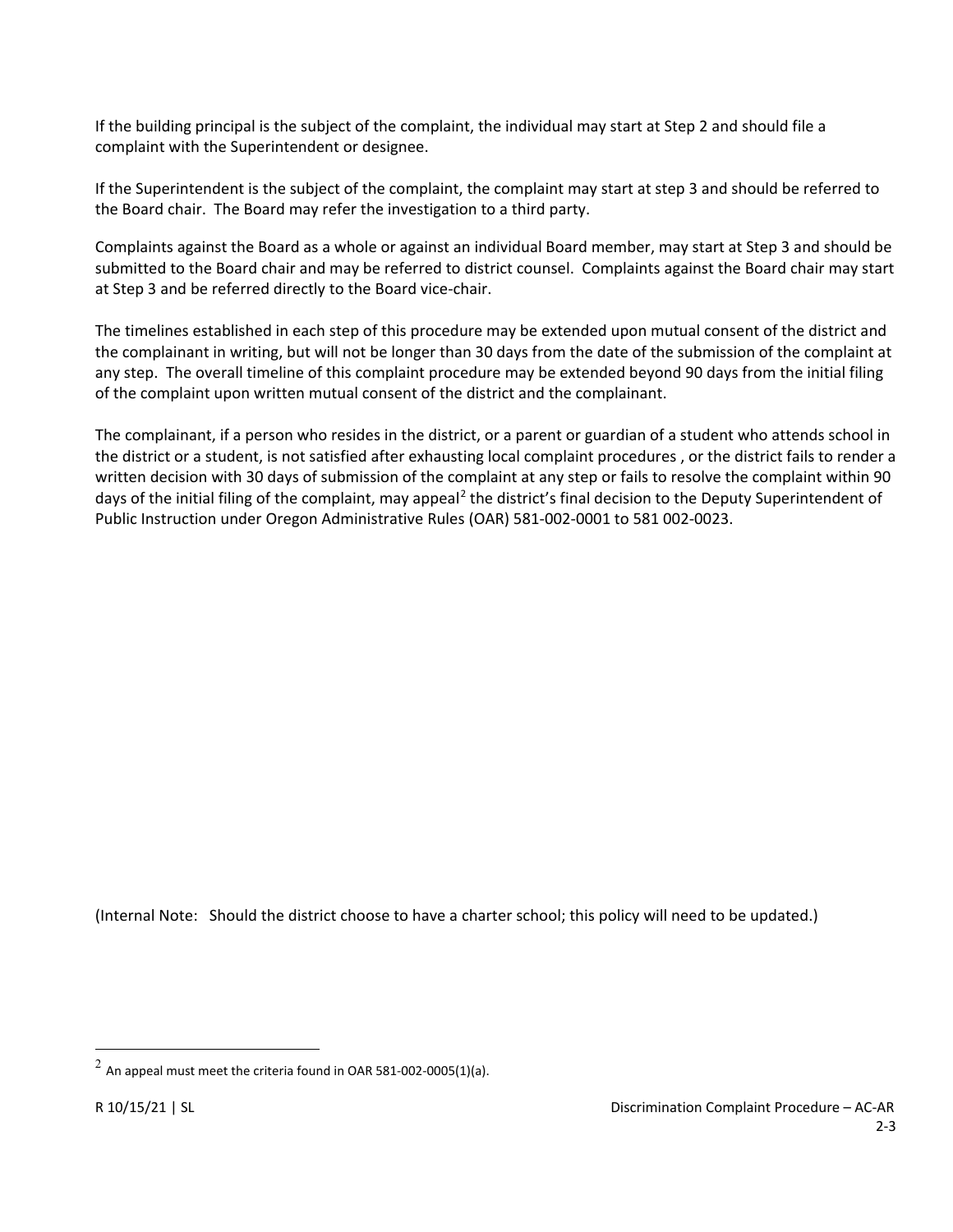If the building principal is the subject of the complaint, the individual may start at Step 2 and should file a complaint with the Superintendent or designee.

If the Superintendent is the subject of the complaint, the complaint may start at step 3 and should be referred to the Board chair. The Board may refer the investigation to a third party.

Complaints against the Board as a whole or against an individual Board member, may start at Step 3 and should be submitted to the Board chair and may be referred to district counsel. Complaints against the Board chair may start at Step 3 and be referred directly to the Board vice-chair.

The timelines established in each step of this procedure may be extended upon mutual consent of the district and the complainant in writing, but will not be longer than 30 days from the date of the submission of the complaint at any step. The overall timeline of this complaint procedure may be extended beyond 90 days from the initial filing of the complaint upon written mutual consent of the district and the complainant.

The complainant, if a person who resides in the district, or a parent or guardian of a student who attends school in the district or a student, is not satisfied after exhausting local complaint procedures , or the district fails to render a written decision with 30 days of submission of the complaint at any step or fails to resolve the complaint within 90 days of the initial filing of the complaint, may appeal[2] the district's final decision to the Deputy Superintendent of Public Instruction under Oregon Administrative Rules (OAR) 581-002-0001 to 581 002-0023.

(Internal Note: Should the district choose to have a charter school; this policy will need to be updated.)

[2] An appeal must meet the criteria found in OAR 581-002-0005(1)(a).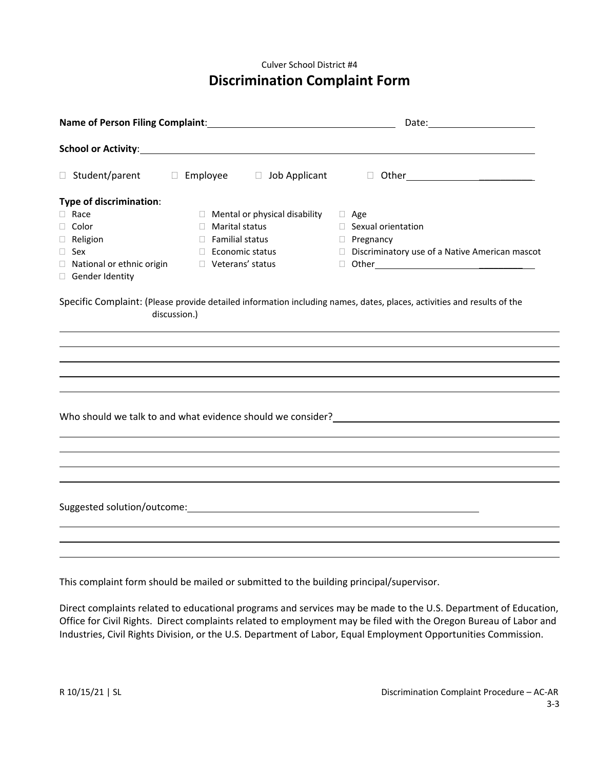Culver School District #4

# Discrimination Complaint Form

**Name of Person Filing Complaint**: ______________________________ Date: ____________________

**School or Activity**: ____________________________________________________________

☐ Student/parent ☐ Employee ☐ Job Applicant ☐ Other ______________________

**Type of discrimination**:

☐ Race
☐ Color
☐ Religion
☐ Sex
☐ National or ethnic origin
☐ Gender Identity
☐ Mental or physical disability
☐ Marital status
☐ Familial status
☐ Economic status
☐ Veterans' status
☐ Age
☐ Sexual orientation
☐ Pregnancy
☐ Discriminatory use of a Native American mascot
☐ Other ______________________________

Specific Complaint: (Please provide detailed information including names, dates, places, activities and results of the discussion.)

____________________________________________________________
____________________________________________________________
____________________________________________________________
____________________________________________________________
____________________________________________________________

Who should we talk to and what evidence should we consider? ______________________________

____________________________________________________________
____________________________________________________________
____________________________________________________________
____________________________________________________________

Suggested solution/outcome: ____________________________________________

____________________________________________________________
____________________________________________________________
____________________________________________________________

This complaint form should be mailed or submitted to the building principal/supervisor.

Direct complaints related to educational programs and services may be made to the U.S. Department of Education, Office for Civil Rights. Direct complaints related to employment may be filed with the Oregon Bureau of Labor and Industries, Civil Rights Division, or the U.S. Department of Labor, Equal Employment Opportunities Commission.